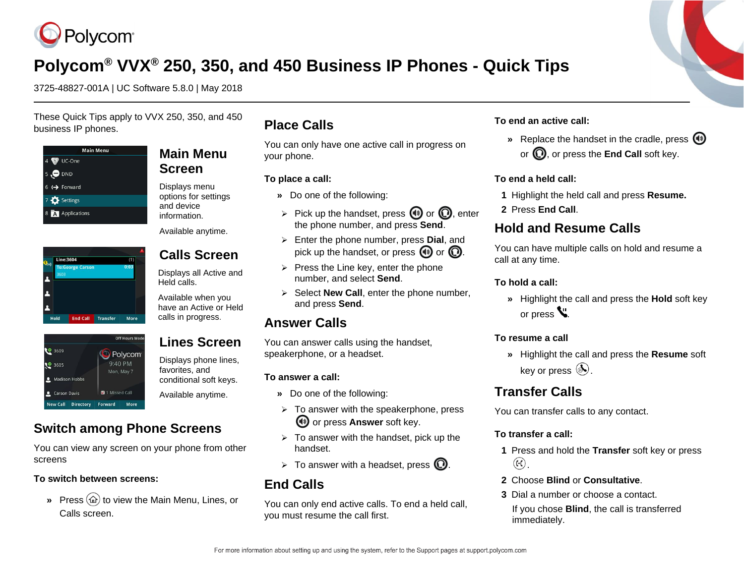# Polycom® VVX® 250, 350, and 450 Business IP Phones - Quick Tips

3725-48827-001A | UC Software 5.8.0 | May 2018

These Quick Tips apply to VVX 250, 350, and 450 business IP phones.

## Main Menu Screen

Displays menu options for settings and device information.

Available anytime.

## Calls Screen

Displays all Active and Held calls.

Available when you have an Active or Held calls in progress.

## Lines Screen

Displays phone lines, favorites, and conditional soft keys.

Available anytime.

## Switch among Phone Screens

You can view any screen on your phone from other screens

**To switch between screens:**

» Press the Home key to view the Main Menu, Lines, or Calls screen.

## Place Calls

You can only have one active call in progress on your phone.

**To place a call:**

» Do one of the following:

- Pick up the handset, press the Speakerphone key or the Headset key, enter the phone number, and press **Send**.
- Enter the phone number, press **Dial**, and pick up the handset, or press the Speakerphone key or the Headset key.
- Press the Line key, enter the phone number, and select **Send**.
- Select **New Call**, enter the phone number, and press **Send**.

## Answer Calls

You can answer calls using the handset, speakerphone, or a headset.

**To answer a call:**

» Do one of the following:

- To answer with the speakerphone, press the Speakerphone key or press **Answer** soft key.
- To answer with the handset, pick up the handset.
- To answer with a headset, press the Headset key.

## End Calls

You can only end active calls. To end a held call, you must resume the call first.

**To end an active call:**

» Replace the handset in the cradle, press the Speakerphone key or the Headset key, or press the **End Call** soft key.

**To end a held call:**

1. Highlight the held call and press **Resume.**
2. Press **End Call**.

## Hold and Resume Calls

You can have multiple calls on hold and resume a call at any time.

**To hold a call:**

» Highlight the call and press the **Hold** soft key or press the Hold key.

**To resume a call**

» Highlight the call and press the **Resume** soft key or press the Hold key.

## Transfer Calls

You can transfer calls to any contact.

**To transfer a call:**

1. Press and hold the **Transfer** soft key or press the Transfer key.
2. Choose **Blind** or **Consultative**.
3. Dial a number or choose a contact.

   If you chose **Blind**, the call is transferred immediately.

For more information about setting up and using the system, refer to the Support pages at support.polycom.com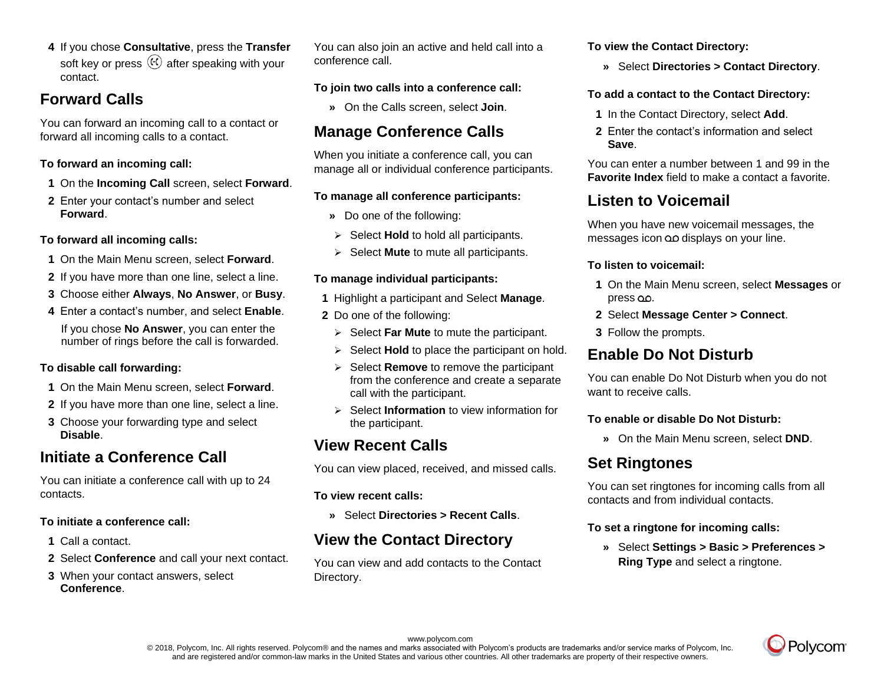4 If you chose **Consultative**, press the **Transfer** soft key or press after speaking with your contact.

## Forward Calls

You can forward an incoming call to a contact or forward all incoming calls to a contact.

**To forward an incoming call:**

1. On the **Incoming Call** screen, select **Forward**.
2. Enter your contact's number and select **Forward**.

**To forward all incoming calls:**

1. On the Main Menu screen, select **Forward**.
2. If you have more than one line, select a line.
3. Choose either **Always**, **No Answer**, or **Busy**.
4. Enter a contact's number, and select **Enable**.

   If you chose **No Answer**, you can enter the number of rings before the call is forwarded.

**To disable call forwarding:**

1. On the Main Menu screen, select **Forward**.
2. If you have more than one line, select a line.
3. Choose your forwarding type and select **Disable**.

## Initiate a Conference Call

You can initiate a conference call with up to 24 contacts.

**To initiate a conference call:**

1. Call a contact.
2. Select **Conference** and call your next contact.
3. When your contact answers, select **Conference**.

You can also join an active and held call into a conference call.

**To join two calls into a conference call:**

» On the Calls screen, select **Join**.

## Manage Conference Calls

When you initiate a conference call, you can manage all or individual conference participants.

**To manage all conference participants:**

» Do one of the following:

- Select **Hold** to hold all participants.
- Select **Mute** to mute all participants.

**To manage individual participants:**

1. Highlight a participant and Select **Manage**.
2. Do one of the following:
   - Select **Far Mute** to mute the participant.
   - Select **Hold** to place the participant on hold.
   - Select **Remove** to remove the participant from the conference and create a separate call with the participant.
   - Select **Information** to view information for the participant.

## View Recent Calls

You can view placed, received, and missed calls.

**To view recent calls:**

» Select **Directories > Recent Calls**.

## View the Contact Directory

You can view and add contacts to the Contact Directory.

**To view the Contact Directory:**

» Select **Directories > Contact Directory**.

**To add a contact to the Contact Directory:**

1. In the Contact Directory, select **Add**.
2. Enter the contact's information and select **Save**.

You can enter a number between 1 and 99 in the **Favorite Index** field to make a contact a favorite.

## Listen to Voicemail

When you have new voicemail messages, the messages icon displays on your line.

**To listen to voicemail:**

1. On the Main Menu screen, select **Messages** or press .
2. Select **Message Center > Connect**.
3. Follow the prompts.

## Enable Do Not Disturb

You can enable Do Not Disturb when you do not want to receive calls.

**To enable or disable Do Not Disturb:**

» On the Main Menu screen, select **DND**.

## Set Ringtones

You can set ringtones for incoming calls from all contacts and from individual contacts.

**To set a ringtone for incoming calls:**

» Select **Settings > Basic > Preferences > Ring Type** and select a ringtone.

www.polycom.com
© 2018, Polycom, Inc. All rights reserved. Polycom® and the names and marks associated with Polycom's products are trademarks and/or service marks of Polycom, Inc. and are registered and/or common-law marks in the United States and various other countries. All other trademarks are property of their respective owners.